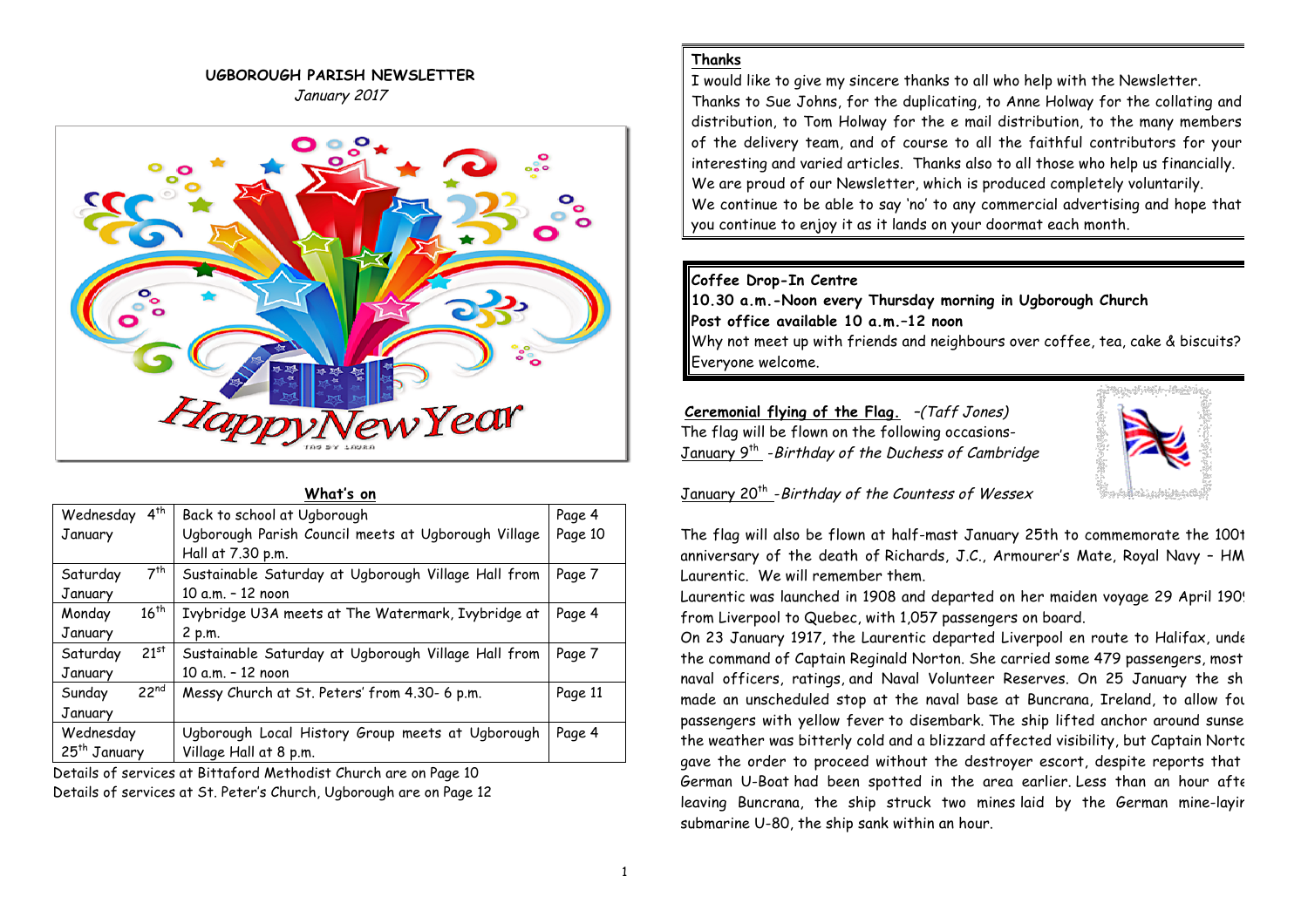# UGBOROUGH PARISH NEWSLETTER

*January 2017*

## What's on

| Date | Event | Page |
|---|---|---|
| Wednesday 4th January | Back to school at Ugborough<br>Ugborough Parish Council meets at Ugborough Village Hall at 7.30 p.m. | Page 4<br>Page 10 |
| Saturday 7th January | Sustainable Saturday at Ugborough Village Hall from 10 a.m. – 12 noon | Page 7 |
| Monday 16th January | Ivybridge U3A meets at The Watermark, Ivybridge at 2 p.m. | Page 4 |
| Saturday 21st January | Sustainable Saturday at Ugborough Village Hall from 10 a.m. – 12 noon | Page 7 |
| Sunday 22nd January | Messy Church at St. Peters' from 4.30- 6 p.m. | Page 11 |
| Wednesday 25th January | Ugborough Local History Group meets at Ugborough Village Hall at 8 p.m. | Page 4 |

Details of services at Bittaford Methodist Church are on Page 10

Details of services at St. Peter's Church, Ugborough are on Page 12

## Thanks

I would like to give my sincere thanks to all who help with the Newsletter. Thanks to Sue Johns, for the duplicating, to Anne Holway for the collating and distribution, to Tom Holway for the e mail distribution, to the many members of the delivery team, and of course to all the faithful contributors for your interesting and varied articles. Thanks also to all those who help us financially. We are proud of our Newsletter, which is produced completely voluntarily.

We continue to be able to say 'no' to any commercial advertising and hope that you continue to enjoy it as it lands on your doormat each month.

**Coffee Drop-In Centre**

**10.30 a.m.-Noon every Thursday morning in Ugborough Church**

**Post office available 10 a.m.–12 noon**

Why not meet up with friends and neighbours over coffee, tea, cake & biscuits? Everyone welcome.

## Ceremonial flying of the Flag. *–(Taff Jones)*

The flag will be flown on the following occasions-

January 9th *-Birthday of the Duchess of Cambridge*

January 20th *-Birthday of the Countess of Wessex*

The flag will also be flown at half-mast January 25th to commemorate the 100t anniversary of the death of Richards, J.C., Armourer's Mate, Royal Navy – HM Laurentic. We will remember them.

Laurentic was launched in 1908 and departed on her maiden voyage 29 April 190 from Liverpool to Quebec, with 1,057 passengers on board.

On 23 January 1917, the Laurentic departed Liverpool en route to Halifax, unde the command of Captain Reginald Norton. She carried some 479 passengers, most naval officers, ratings, and Naval Volunteer Reserves. On 25 January the sh made an unscheduled stop at the naval base at Buncrana, Ireland, to allow fou passengers with yellow fever to disembark. The ship lifted anchor around sunse the weather was bitterly cold and a blizzard affected visibility, but Captain Norto gave the order to proceed without the destroyer escort, despite reports that German U-Boat had been spotted in the area earlier. Less than an hour afte leaving Buncrana, the ship struck two mines laid by the German mine-layir submarine U-80, the ship sank within an hour.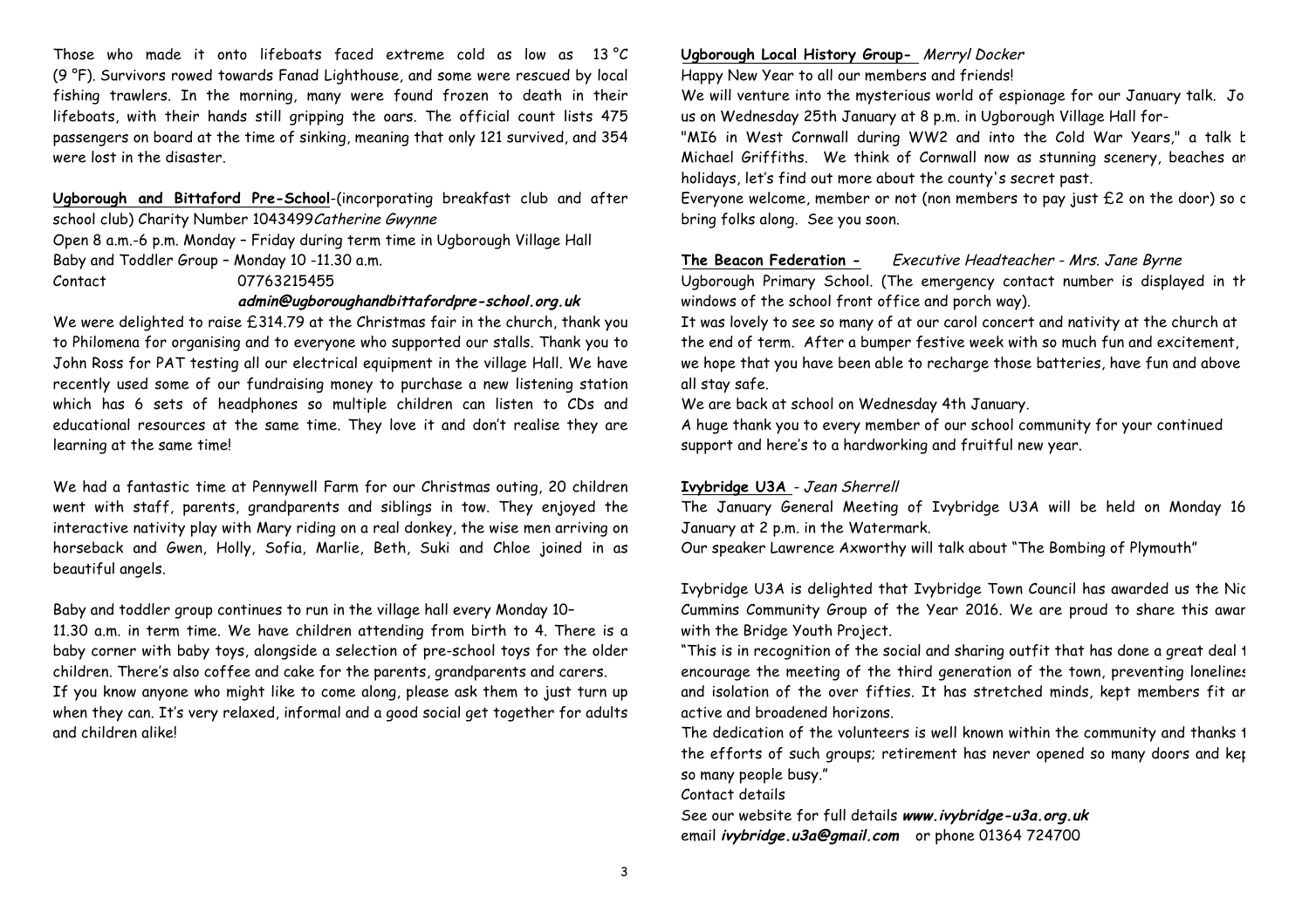Those who made it onto lifeboats faced extreme cold as low as 13 °C (9 °F). Survivors rowed towards Fanad Lighthouse, and some were rescued by local fishing trawlers. In the morning, many were found frozen to death in their lifeboats, with their hands still gripping the oars. The official count lists 475 passengers on board at the time of sinking, meaning that only 121 survived, and 354 were lost in the disaster.

**Ugborough and Bittaford Pre-School**-(incorporating breakfast club and after school club) Charity Number 1043499*Catherine Gwynne*

Open 8 a.m.-6 p.m. Monday – Friday during term time in Ugborough Village Hall

Baby and Toddler Group – Monday 10 -11.30 a.m.

Contact 07763215455

***admin@ugboroughandbittafordpre-school.org.uk***

We were delighted to raise £314.79 at the Christmas fair in the church, thank you to Philomena for organising and to everyone who supported our stalls. Thank you to John Ross for PAT testing all our electrical equipment in the village Hall. We have recently used some of our fundraising money to purchase a new listening station which has 6 sets of headphones so multiple children can listen to CDs and educational resources at the same time. They love it and don't realise they are learning at the same time!

We had a fantastic time at Pennywell Farm for our Christmas outing, 20 children went with staff, parents, grandparents and siblings in tow. They enjoyed the interactive nativity play with Mary riding on a real donkey, the wise men arriving on horseback and Gwen, Holly, Sofia, Marlie, Beth, Suki and Chloe joined in as beautiful angels.

Baby and toddler group continues to run in the village hall every Monday 10–11.30 a.m. in term time. We have children attending from birth to 4. There is a baby corner with baby toys, alongside a selection of pre-school toys for the older children. There's also coffee and cake for the parents, grandparents and carers.

If you know anyone who might like to come along, please ask them to just turn up when they can. It's very relaxed, informal and a good social get together for adults and children alike!

**Ugborough Local History Group-** *Merryl Docker*

Happy New Year to all our members and friends!

We will venture into the mysterious world of espionage for our January talk. Jo us on Wednesday 25th January at 8 p.m. in Ugborough Village Hall for-

"MI6 in West Cornwall during WW2 and into the Cold War Years," a talk b Michael Griffiths. We think of Cornwall now as stunning scenery, beaches an holidays, let's find out more about the county's secret past.

Everyone welcome, member or not (non members to pay just £2 on the door) so c bring folks along. See you soon.

**The Beacon Federation -** *Executive Headteacher - Mrs. Jane Byrne*

Ugborough Primary School. (The emergency contact number is displayed in th windows of the school front office and porch way).

It was lovely to see so many of at our carol concert and nativity at the church at the end of term. After a bumper festive week with so much fun and excitement, we hope that you have been able to recharge those batteries, have fun and above all stay safe.

We are back at school on Wednesday 4th January.

A huge thank you to every member of our school community for your continued support and here's to a hardworking and fruitful new year.

**Ivybridge U3A** - *Jean Sherrell*

The January General Meeting of Ivybridge U3A will be held on Monday 16 January at 2 p.m. in the Watermark.

Our speaker Lawrence Axworthy will talk about "The Bombing of Plymouth"

Ivybridge U3A is delighted that Ivybridge Town Council has awarded us the Nic Cummins Community Group of the Year 2016. We are proud to share this awar with the Bridge Youth Project.

"This is in recognition of the social and sharing outfit that has done a great deal t encourage the meeting of the third generation of the town, preventing lonelines and isolation of the over fifties. It has stretched minds, kept members fit an active and broadened horizons.

The dedication of the volunteers is well known within the community and thanks t the efforts of such groups; retirement has never opened so many doors and kep so many people busy."

Contact details

See our website for full details ***www.ivybridge-u3a.org.uk***

email ***ivybridge.u3a@gmail.com*** or phone 01364 724700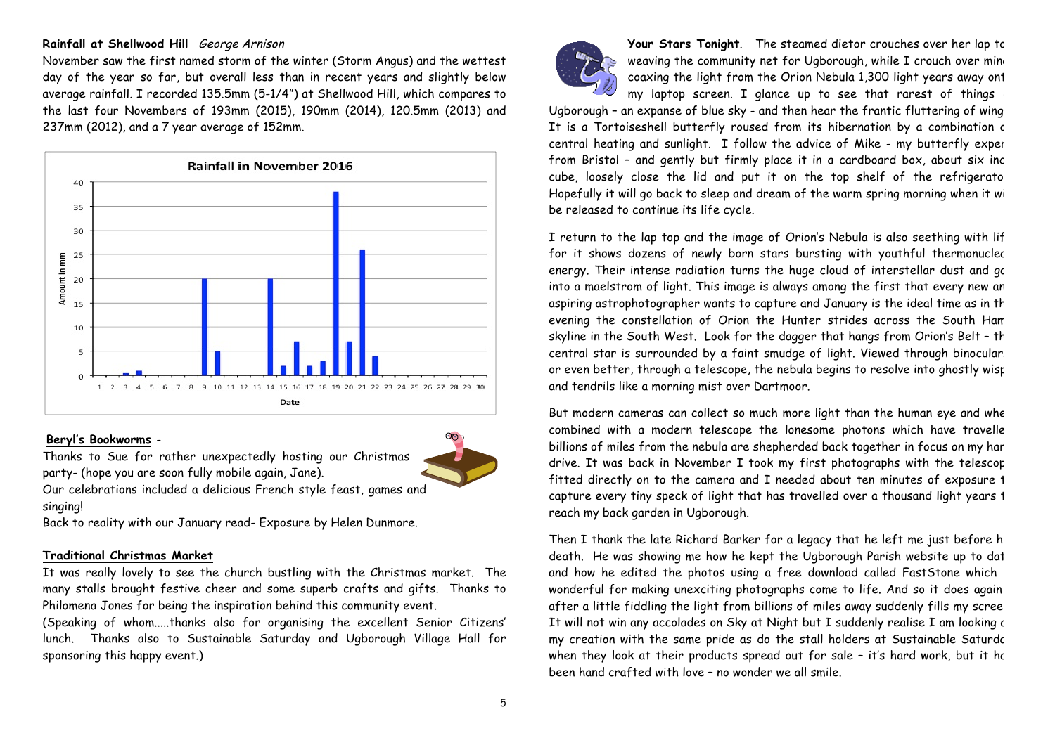**Rainfall at Shellwood Hill** *George Arnison*

November saw the first named storm of the winter (Storm Angus) and the wettest day of the year so far, but overall less than in recent years and slightly below average rainfall. I recorded 135.5mm (5-1/4") at Shellwood Hill, which compares to the last four Novembers of 193mm (2015), 190mm (2014), 120.5mm (2013) and 237mm (2012), and a 7 year average of 152mm.

**Beryl's Bookworms** -

Thanks to Sue for rather unexpectedly hosting our Christmas party- (hope you are soon fully mobile again, Jane).

Our celebrations included a delicious French style feast, games and singing!

Back to reality with our January read- Exposure by Helen Dunmore.

**Traditional Christmas Market**

It was really lovely to see the church bustling with the Christmas market. The many stalls brought festive cheer and some superb crafts and gifts. Thanks to Philomena Jones for being the inspiration behind this community event.

(Speaking of whom.....thanks also for organising the excellent Senior Citizens' lunch. Thanks also to Sustainable Saturday and Ugborough Village Hall for sponsoring this happy event.)

**Your Stars Tonight**. The steamed dietor crouches over her lap to weaving the community net for Ugborough, while I crouch over mine coaxing the light from the Orion Nebula 1,300 light years away ont my laptop screen. I glance up to see that rarest of things Ugborough – an expanse of blue sky - and then hear the frantic fluttering of wing It is a Tortoiseshell butterfly roused from its hibernation by a combination c central heating and sunlight. I follow the advice of Mike - my butterfly exper from Bristol – and gently but firmly place it in a cardboard box, about six inc cube, loosely close the lid and put it on the top shelf of the refrigerato Hopefully it will go back to sleep and dream of the warm spring morning when it wi be released to continue its life cycle.

I return to the lap top and the image of Orion's Nebula is also seething with lif for it shows dozens of newly born stars bursting with youthful thermonucle energy. Their intense radiation turns the huge cloud of interstellar dust and ga into a maelstrom of light. This image is always among the first that every new ar aspiring astrophotographer wants to capture and January is the ideal time as in th evening the constellation of Orion the Hunter strides across the South Ham skyline in the South West. Look for the dagger that hangs from Orion's Belt – th central star is surrounded by a faint smudge of light. Viewed through binocular or even better, through a telescope, the nebula begins to resolve into ghostly wisp and tendrils like a morning mist over Dartmoor.

But modern cameras can collect so much more light than the human eye and whe combined with a modern telescope the lonesome photons which have travelle billions of miles from the nebula are shepherded back together in focus on my har drive. It was back in November I took my first photographs with the telescop fitted directly on to the camera and I needed about ten minutes of exposure t capture every tiny speck of light that has travelled over a thousand light years t reach my back garden in Ugborough.

Then I thank the late Richard Barker for a legacy that he left me just before h death. He was showing me how he kept the Ugborough Parish website up to dat and how he edited the photos using a free download called FastStone which wonderful for making unexciting photographs come to life. And so it does again after a little fiddling the light from billions of miles away suddenly fills my scree It will not win any accolades on Sky at Night but I suddenly realise I am looking a my creation with the same pride as do the stall holders at Sustainable Saturda when they look at their products spread out for sale – it's hard work, but it ha been hand crafted with love – no wonder we all smile.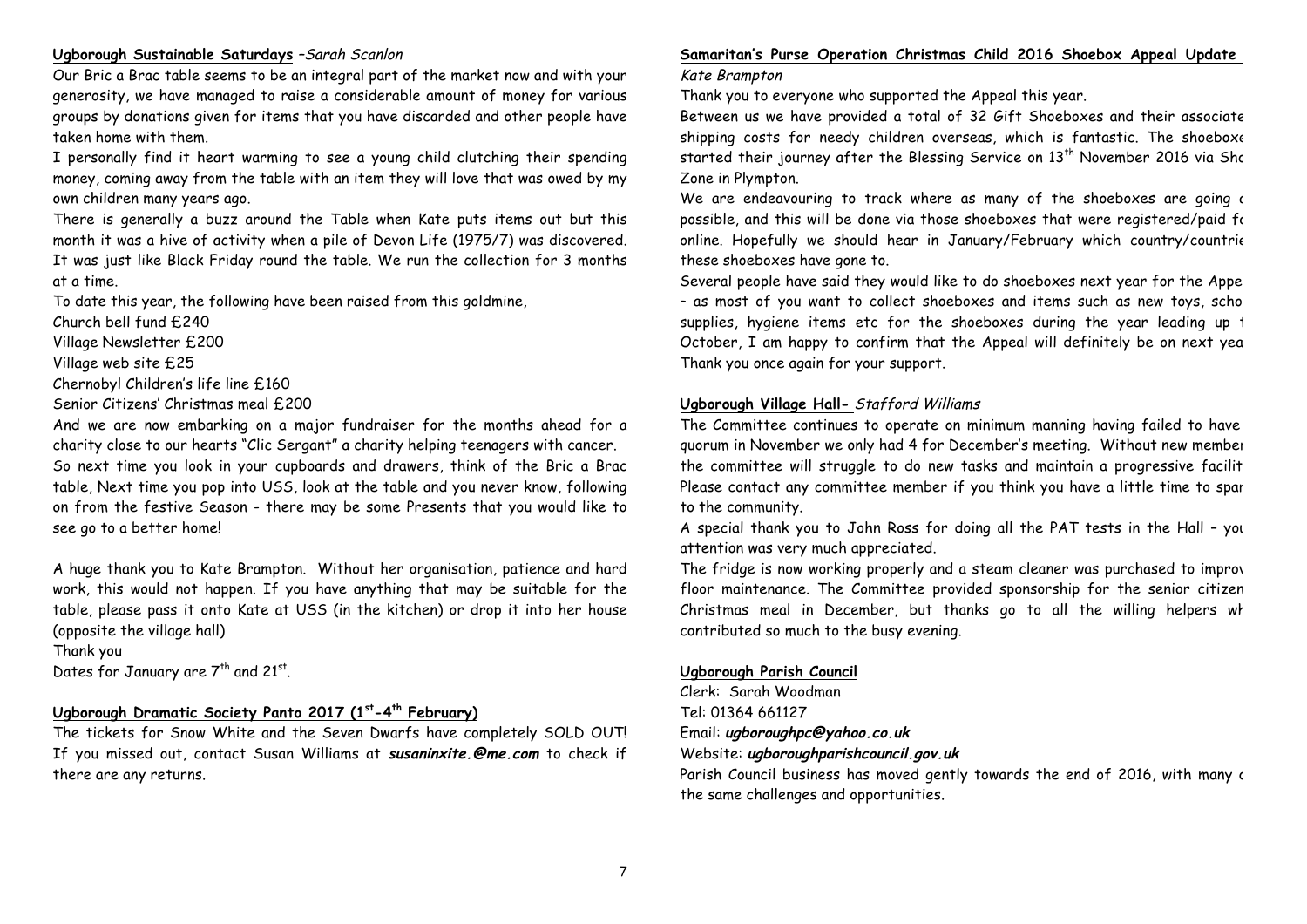**Ugborough Sustainable Saturdays** –*Sarah Scanlon*

Our Bric a Brac table seems to be an integral part of the market now and with your generosity, we have managed to raise a considerable amount of money for various groups by donations given for items that you have discarded and other people have taken home with them.

I personally find it heart warming to see a young child clutching their spending money, coming away from the table with an item they will love that was owed by my own children many years ago.

There is generally a buzz around the Table when Kate puts items out but this month it was a hive of activity when a pile of Devon Life (1975/7) was discovered. It was just like Black Friday round the table. We run the collection for 3 months at a time.

To date this year, the following have been raised from this goldmine,

Church bell fund £240

Village Newsletter £200

Village web site £25

Chernobyl Children's life line £160

Senior Citizens' Christmas meal £200

And we are now embarking on a major fundraiser for the months ahead for a charity close to our hearts "Clic Sergant" a charity helping teenagers with cancer.

So next time you look in your cupboards and drawers, think of the Bric a Brac table, Next time you pop into USS, look at the table and you never know, following on from the festive Season - there may be some Presents that you would like to see go to a better home!

A huge thank you to Kate Brampton. Without her organisation, patience and hard work, this would not happen. If you have anything that may be suitable for the table, please pass it onto Kate at USS (in the kitchen) or drop it into her house (opposite the village hall)

Thank you

Dates for January are 7th and 21st.

**Ugborough Dramatic Society Panto 2017 (1st-4th February)**

The tickets for Snow White and the Seven Dwarfs have completely SOLD OUT! If you missed out, contact Susan Williams at ***susaninxite.@me.com*** to check if there are any returns.

**Samaritan's Purse Operation Christmas Child 2016 Shoebox Appeal Update**
*Kate Brampton*

Thank you to everyone who supported the Appeal this year.

Between us we have provided a total of 32 Gift Shoeboxes and their associate shipping costs for needy children overseas, which is fantastic. The shoeboxe started their journey after the Blessing Service on 13th November 2016 via Sho Zone in Plympton.

We are endeavouring to track where as many of the shoeboxes are going a possible, and this will be done via those shoeboxes that were registered/paid fo online. Hopefully we should hear in January/February which country/countrie these shoeboxes have gone to.

Several people have said they would like to do shoeboxes next year for the Appe – as most of you want to collect shoeboxes and items such as new toys, scho supplies, hygiene items etc for the shoeboxes during the year leading up t October, I am happy to confirm that the Appeal will definitely be on next yea Thank you once again for your support.

**Ugborough Village Hall-** *Stafford Williams*

The Committee continues to operate on minimum manning having failed to have quorum in November we only had 4 for December's meeting. Without new member the committee will struggle to do new tasks and maintain a progressive facilit Please contact any committee member if you think you have a little time to spar to the community.

A special thank you to John Ross for doing all the PAT tests in the Hall – you attention was very much appreciated.

The fridge is now working properly and a steam cleaner was purchased to improv floor maintenance. The Committee provided sponsorship for the senior citizen Christmas meal in December, but thanks go to all the willing helpers wh contributed so much to the busy evening.

**Ugborough Parish Council**

Clerk: Sarah Woodman

Tel: 01364 661127

Email: ***ugboroughpc@yahoo.co.uk***

Website: ***ugboroughparishcouncil.gov.uk***

Parish Council business has moved gently towards the end of 2016, with many c the same challenges and opportunities.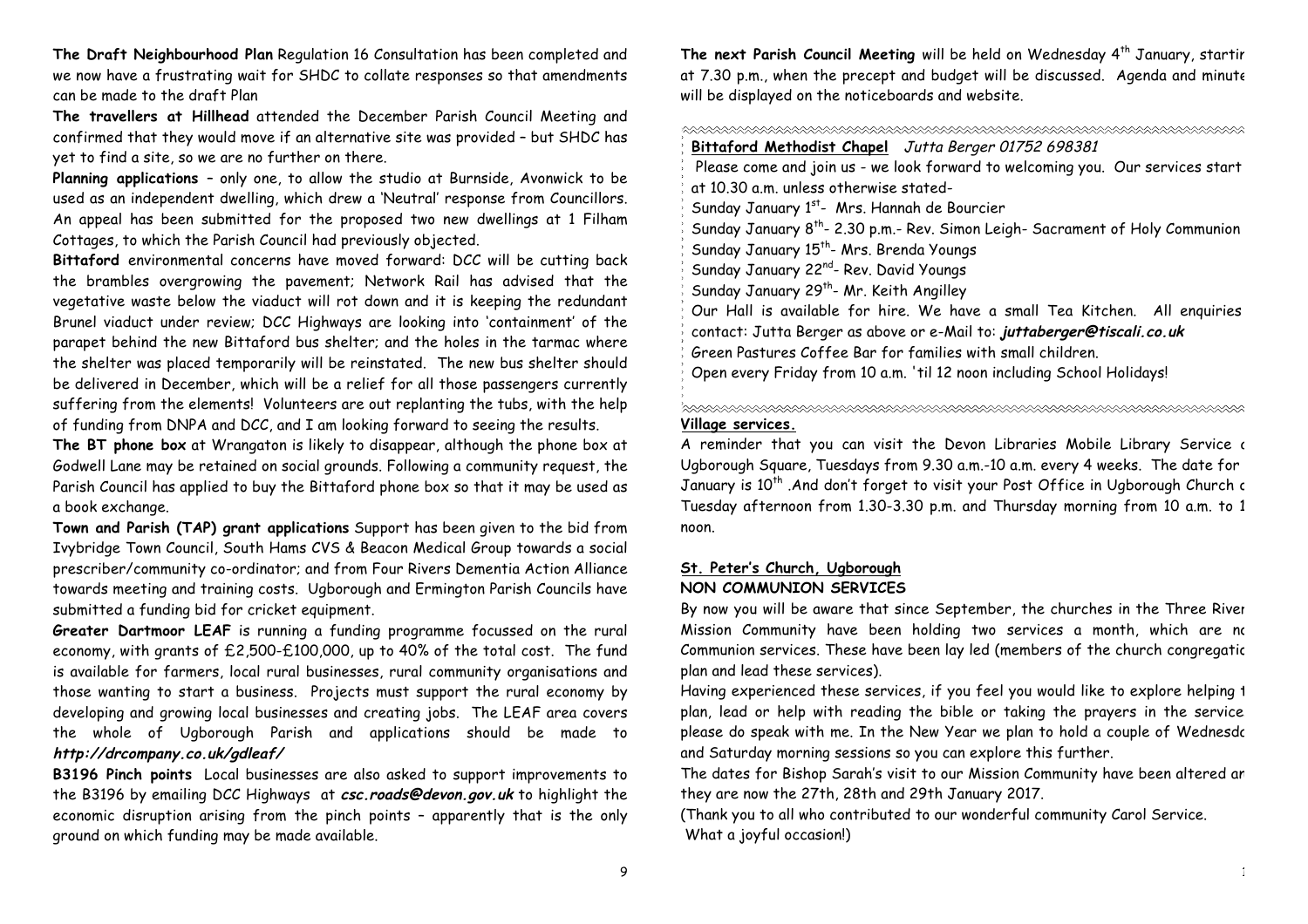**The Draft Neighbourhood Plan** Regulation 16 Consultation has been completed and we now have a frustrating wait for SHDC to collate responses so that amendments can be made to the draft Plan

**The travellers at Hillhead** attended the December Parish Council Meeting and confirmed that they would move if an alternative site was provided – but SHDC has yet to find a site, so we are no further on there.

**Planning applications** – only one, to allow the studio at Burnside, Avonwick to be used as an independent dwelling, which drew a 'Neutral' response from Councillors. An appeal has been submitted for the proposed two new dwellings at 1 Filham Cottages, to which the Parish Council had previously objected.

**Bittaford** environmental concerns have moved forward: DCC will be cutting back the brambles overgrowing the pavement; Network Rail has advised that the vegetative waste below the viaduct will rot down and it is keeping the redundant Brunel viaduct under review; DCC Highways are looking into 'containment' of the parapet behind the new Bittaford bus shelter; and the holes in the tarmac where the shelter was placed temporarily will be reinstated. The new bus shelter should be delivered in December, which will be a relief for all those passengers currently suffering from the elements! Volunteers are out replanting the tubs, with the help of funding from DNPA and DCC, and I am looking forward to seeing the results.

**The BT phone box** at Wrangaton is likely to disappear, although the phone box at Godwell Lane may be retained on social grounds. Following a community request, the Parish Council has applied to buy the Bittaford phone box so that it may be used as a book exchange.

**Town and Parish (TAP) grant applications** Support has been given to the bid from Ivybridge Town Council, South Hams CVS & Beacon Medical Group towards a social prescriber/community co-ordinator; and from Four Rivers Dementia Action Alliance towards meeting and training costs. Ugborough and Ermington Parish Councils have submitted a funding bid for cricket equipment.

**Greater Dartmoor LEAF** is running a funding programme focussed on the rural economy, with grants of £2,500-£100,000, up to 40% of the total cost. The fund is available for farmers, local rural businesses, rural community organisations and those wanting to start a business. Projects must support the rural economy by developing and growing local businesses and creating jobs. The LEAF area covers the whole of Ugborough Parish and applications should be made to ***http://drcompany.co.uk/gdleaf/***

**B3196 Pinch points** Local businesses are also asked to support improvements to the B3196 by emailing DCC Highways at ***csc.roads@devon.gov.uk*** to highlight the economic disruption arising from the pinch points – apparently that is the only ground on which funding may be made available.

**The next Parish Council Meeting** will be held on Wednesday 4th January, startir at 7.30 p.m., when the precept and budget will be discussed. Agenda and minute will be displayed on the noticeboards and website.

**Bittaford Methodist Chapel** *Jutta Berger 01752 698381*

Please come and join us - we look forward to welcoming you. Our services start at 10.30 a.m. unless otherwise stated-

Sunday January 1st- Mrs. Hannah de Bourcier
Sunday January 8th- 2.30 p.m.- Rev. Simon Leigh- Sacrament of Holy Communion
Sunday January 15th- Mrs. Brenda Youngs
Sunday January 22nd- Rev. David Youngs
Sunday January 29th- Mr. Keith Angilley

Our Hall is available for hire. We have a small Tea Kitchen. All enquiries contact: Jutta Berger as above or e-Mail to: ***juttaberger@tiscali.co.uk***

Green Pastures Coffee Bar for families with small children.
Open every Friday from 10 a.m. 'til 12 noon including School Holidays!

**Village services.**

A reminder that you can visit the Devon Libraries Mobile Library Service c Ugborough Square, Tuesdays from 9.30 a.m.-10 a.m. every 4 weeks. The date for January is 10th .And don't forget to visit your Post Office in Ugborough Church c Tuesday afternoon from 1.30-3.30 p.m. and Thursday morning from 10 a.m. to 1 noon.

**St. Peter's Church, Ugborough**
**NON COMMUNION SERVICES**

By now you will be aware that since September, the churches in the Three River Mission Community have been holding two services a month, which are nc Communion services. These have been lay led (members of the church congregatic plan and lead these services).

Having experienced these services, if you feel you would like to explore helping t plan, lead or help with reading the bible or taking the prayers in the service please do speak with me. In the New Year we plan to hold a couple of Wednesdc and Saturday morning sessions so you can explore this further.

The dates for Bishop Sarah's visit to our Mission Community have been altered ar they are now the 27th, 28th and 29th January 2017.

(Thank you to all who contributed to our wonderful community Carol Service.
What a joyful occasion!)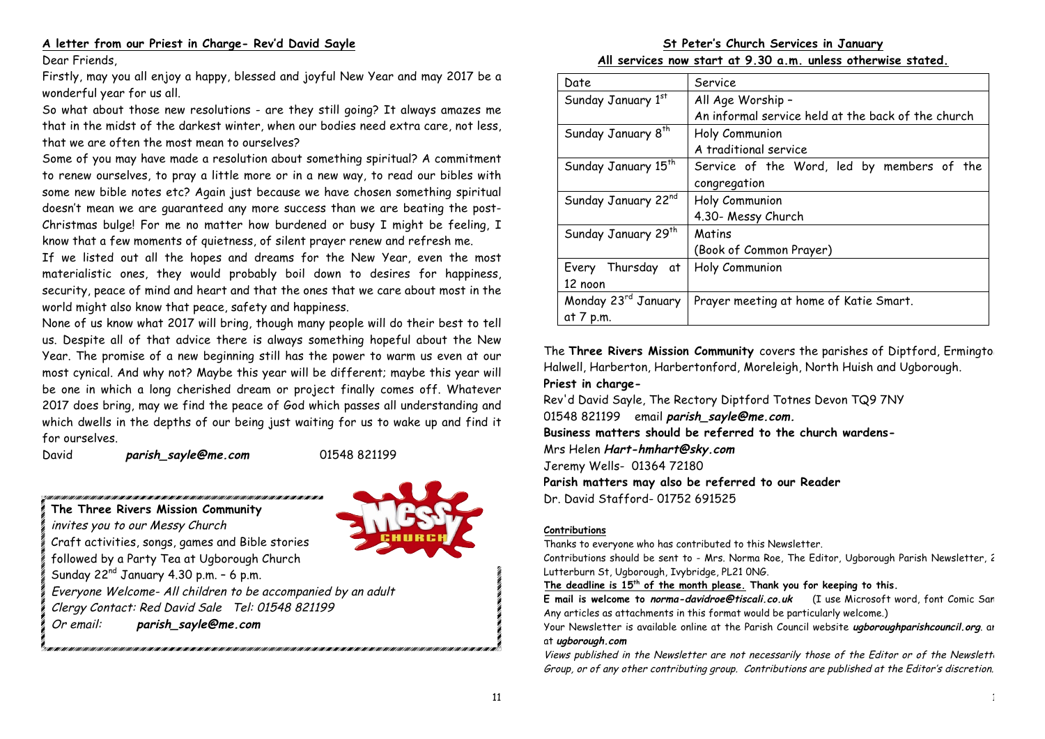**A letter from our Priest in Charge- Rev'd David Sayle**

Dear Friends,

Firstly, may you all enjoy a happy, blessed and joyful New Year and may 2017 be a wonderful year for us all.

So what about those new resolutions - are they still going? It always amazes me that in the midst of the darkest winter, when our bodies need extra care, not less, that we are often the most mean to ourselves?

Some of you may have made a resolution about something spiritual? A commitment to renew ourselves, to pray a little more or in a new way, to read our bibles with some new bible notes etc? Again just because we have chosen something spiritual doesn't mean we are guaranteed any more success than we are beating the post-Christmas bulge! For me no matter how burdened or busy I might be feeling, I know that a few moments of quietness, of silent prayer renew and refresh me.

If we listed out all the hopes and dreams for the New Year, even the most materialistic ones, they would probably boil down to desires for happiness, security, peace of mind and heart and that the ones that we care about most in the world might also know that peace, safety and happiness.

None of us know what 2017 will bring, though many people will do their best to tell us. Despite all of that advice there is always something hopeful about the New Year. The promise of a new beginning still has the power to warm us even at our most cynical. And why not? Maybe this year will be different; maybe this year will be one in which a long cherished dream or project finally comes off. Whatever 2017 does bring, may we find the peace of God which passes all understanding and which dwells in the depths of our being just waiting for us to wake up and find it for ourselves.

David ***parish_sayle@me.com*** 01548 821199

**The Three Rivers Mission Community**
*invites you to our Messy Church*
Craft activities, songs, games and Bible stories
followed by a Party Tea at Ugborough Church
Sunday 22nd January 4.30 p.m. – 6 p.m.
*Everyone Welcome- All children to be accompanied by an adult*
*Clergy Contact: Red David Sale Tel: 01548 821199*
*Or email:* ***parish_sayle@me.com***

**St Peter's Church Services in January**

**All services now start at 9.30 a.m. unless otherwise stated.**

| Date | Service |
|---|---|
| Sunday January 1st | All Age Worship – An informal service held at the back of the church |
| Sunday January 8th | Holy Communion A traditional service |
| Sunday January 15th | Service of the Word, led by members of the congregation |
| Sunday January 22nd | Holy Communion 4.30- Messy Church |
| Sunday January 29th | Matins (Book of Common Prayer) |
| Every Thursday at 12 noon | Holy Communion |
| Monday 23rd January at 7 p.m. | Prayer meeting at home of Katie Smart. |

The **Three Rivers Mission Community** covers the parishes of Diptford, Ermingto Halwell, Harberton, Harbertonford, Moreleigh, North Huish and Ugborough.

**Priest in charge-**

Rev'd David Sayle, The Rectory Diptford Totnes Devon TQ9 7NY
01548 821199 email ***parish_sayle@me.com.***

**Business matters should be referred to the church wardens-**

Mrs Helen ***Hart-hmhart@sky.com***
Jeremy Wells- 01364 72180

**Parish matters may also be referred to our Reader**

Dr. David Stafford- 01752 691525

**Contributions**

Thanks to everyone who has contributed to this Newsletter.

Contributions should be sent to - Mrs. Norma Roe, The Editor, Ugborough Parish Newsletter, 2 Lutterburn St, Ugborough, Ivybridge, PL21 0NG.

**The deadline is 15th of the month please. Thank you for keeping to this.**

**E mail is welcome to *norma-davidroe@tiscali.co.uk*** (I use Microsoft word, font Comic San Any articles as attachments in this format would be particularly welcome.)

Your Newsletter is available online at the Parish Council website ***ugboroughparishcouncil.org***. ar at ***ugborough.com***

*Views published in the Newsletter are not necessarily those of the Editor or of the Newslett Group, or of any other contributing group. Contributions are published at the Editor's discretion.*